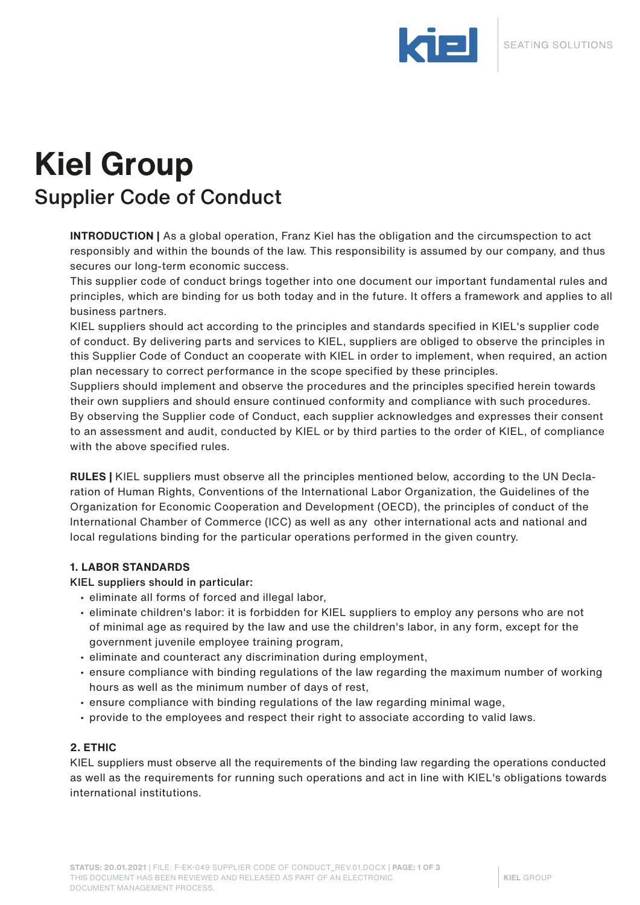# Kiel Group

## Supplier Code of Conduct

**INTRODUCTION |** As a global operation, Franz Kiel has the obligation and the circumspection to act responsibly and within the bounds of the law. This responsibility is assumed by our company, and thus secures our long-term economic success.
This supplier code of conduct brings together into one document our important fundamental rules and principles, which are binding for us both today and in the future. It offers a framework and applies to all business partners.
KIEL suppliers should act according to the principles and standards specified in KIEL's supplier code of conduct. By delivering parts and services to KIEL, suppliers are obliged to observe the principles in this Supplier Code of Conduct an cooperate with KIEL in order to implement, when required, an action plan necessary to correct performance in the scope specified by these principles.
Suppliers should implement and observe the procedures and the principles specified herein towards their own suppliers and should ensure continued conformity and compliance with such procedures.
By observing the Supplier code of Conduct, each supplier acknowledges and expresses their consent to an assessment and audit, conducted by KIEL or by third parties to the order of KIEL, of compliance with the above specified rules.

**RULES |** KIEL suppliers must observe all the principles mentioned below, according to the UN Declaration of Human Rights, Conventions of the International Labor Organization, the Guidelines of the Organization for Economic Cooperation and Development (OECD), the principles of conduct of the International Chamber of Commerce (ICC) as well as any other international acts and national and local regulations binding for the particular operations performed in the given country.

### 1. LABOR STANDARDS

KIEL suppliers should in particular:

- eliminate all forms of forced and illegal labor,
- eliminate children's labor: it is forbidden for KIEL suppliers to employ any persons who are not of minimal age as required by the law and use the children's labor, in any form, except for the government juvenile employee training program,
- eliminate and counteract any discrimination during employment,
- ensure compliance with binding regulations of the law regarding the maximum number of working hours as well as the minimum number of days of rest,
- ensure compliance with binding regulations of the law regarding minimal wage,
- provide to the employees and respect their right to associate according to valid laws.

### 2. ETHIC

KIEL suppliers must observe all the requirements of the binding law regarding the operations conducted as well as the requirements for running such operations and act in line with KIEL's obligations towards international institutions.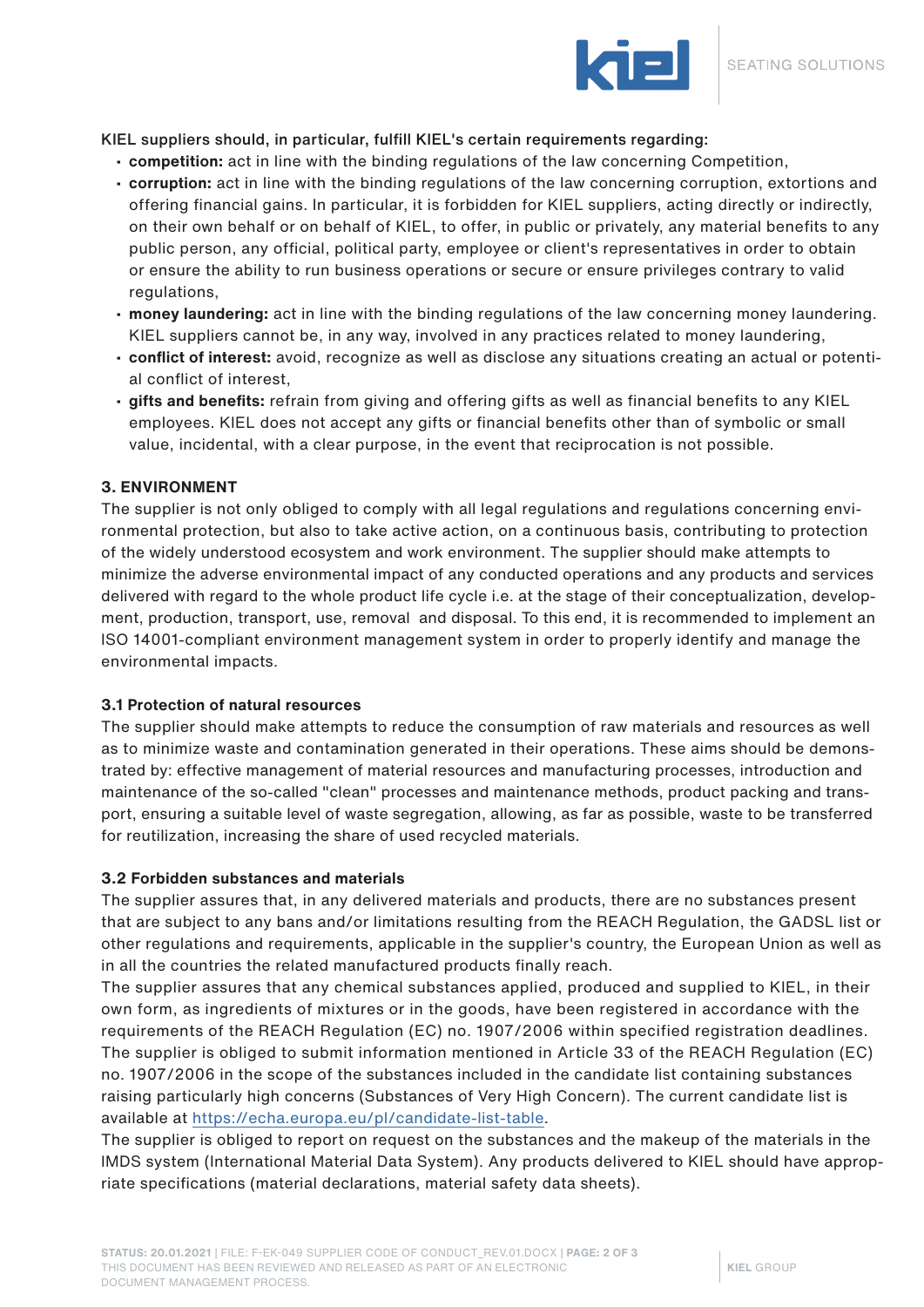KIEL suppliers should, in particular, fulfill KIEL's certain requirements regarding:

- **competition:** act in line with the binding regulations of the law concerning Competition,
- **corruption:** act in line with the binding regulations of the law concerning corruption, extortions and offering financial gains. In particular, it is forbidden for KIEL suppliers, acting directly or indirectly, on their own behalf or on behalf of KIEL, to offer, in public or privately, any material benefits to any public person, any official, political party, employee or client's representatives in order to obtain or ensure the ability to run business operations or secure or ensure privileges contrary to valid regulations,
- **money laundering:** act in line with the binding regulations of the law concerning money laundering. KIEL suppliers cannot be, in any way, involved in any practices related to money laundering,
- **conflict of interest:** avoid, recognize as well as disclose any situations creating an actual or potential conflict of interest,
- **gifts and benefits:** refrain from giving and offering gifts as well as financial benefits to any KIEL employees. KIEL does not accept any gifts or financial benefits other than of symbolic or small value, incidental, with a clear purpose, in the event that reciprocation is not possible.

### 3. ENVIRONMENT

The supplier is not only obliged to comply with all legal regulations and regulations concerning environmental protection, but also to take active action, on a continuous basis, contributing to protection of the widely understood ecosystem and work environment. The supplier should make attempts to minimize the adverse environmental impact of any conducted operations and any products and services delivered with regard to the whole product life cycle i.e. at the stage of their conceptualization, development, production, transport, use, removal and disposal. To this end, it is recommended to implement an ISO 14001-compliant environment management system in order to properly identify and manage the environmental impacts.

#### 3.1 Protection of natural resources

The supplier should make attempts to reduce the consumption of raw materials and resources as well as to minimize waste and contamination generated in their operations. These aims should be demonstrated by: effective management of material resources and manufacturing processes, introduction and maintenance of the so-called "clean" processes and maintenance methods, product packing and transport, ensuring a suitable level of waste segregation, allowing, as far as possible, waste to be transferred for reutilization, increasing the share of used recycled materials.

#### 3.2 Forbidden substances and materials

The supplier assures that, in any delivered materials and products, there are no substances present that are subject to any bans and/or limitations resulting from the REACH Regulation, the GADSL list or other regulations and requirements, applicable in the supplier's country, the European Union as well as in all the countries the related manufactured products finally reach.

The supplier assures that any chemical substances applied, produced and supplied to KIEL, in their own form, as ingredients of mixtures or in the goods, have been registered in accordance with the requirements of the REACH Regulation (EC) no. 1907/2006 within specified registration deadlines.

The supplier is obliged to submit information mentioned in Article 33 of the REACH Regulation (EC) no. 1907/2006 in the scope of the substances included in the candidate list containing substances raising particularly high concerns (Substances of Very High Concern). The current candidate list is available at https://echa.europa.eu/pl/candidate-list-table.

The supplier is obliged to report on request on the substances and the makeup of the materials in the IMDS system (International Material Data System). Any products delivered to KIEL should have appropriate specifications (material declarations, material safety data sheets).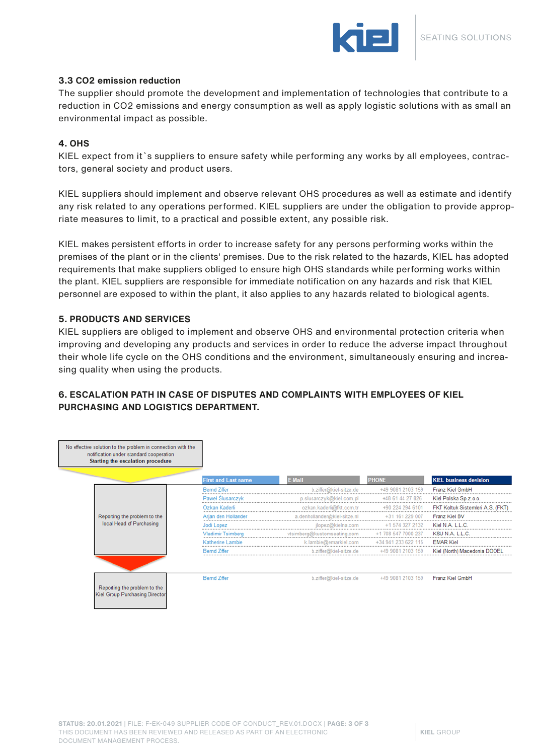### 3.3 CO2 emission reduction

The supplier should promote the development and implementation of technologies that contribute to a reduction in $CO_2$ emissions and energy consumption as well as apply logistic solutions with as small an environmental impact as possible.

## 4. OHS

KIEL expect from it`s suppliers to ensure safety while performing any works by all employees, contractors, general society and product users.

KIEL suppliers should implement and observe relevant OHS procedures as well as estimate and identify any risk related to any operations performed. KIEL suppliers are under the obligation to provide appropriate measures to limit, to a practical and possible extent, any possible risk.

KIEL makes persistent efforts in order to increase safety for any persons performing works within the premises of the plant or in the clients' premises. Due to the risk related to the hazards, KIEL has adopted requirements that make suppliers obliged to ensure high OHS standards while performing works within the plant. KIEL suppliers are responsible for immediate notification on any hazards and risk that KIEL personnel are exposed to within the plant, it also applies to any hazards related to biological agents.

## 5. PRODUCTS AND SERVICES

KIEL suppliers are obliged to implement and observe OHS and environmental protection criteria when improving and developing any products and services in order to reduce the adverse impact throughout their whole life cycle on the OHS conditions and the environment, simultaneously ensuring and increasing quality when using the products.

## 6. ESCALATION PATH IN CASE OF DISPUTES AND COMPLAINTS WITH EMPLOYEES OF KIEL PURCHASING AND LOGISTICS DEPARTMENT.

No effective solution to the problem in connection with the notification under standard cooperation
**Starting the escalation procedure**

Reporting the problem to the local Head of Purchasing

| First and Last name | E-Mail | PHONE | KIEL business devision |
|---|---|---|---|
| Bernd Ziffer | b.ziffer@kiel-sitze.de | +49 9081 2103 159 | Franz Kiel GmbH |
| Paweł Slusarczyk | p.slusarczyk@kiel.com.pl | +48 61 44 27 826 | Kiel Polska Sp.z o.o. |
| Ozkan Kaderli | ozkan.kaderli@fkt.com.tr | +90 224 294 6101 | FKT Koltuk Sistemleri A.S. (FKT) |
| Arjan den Hollander | a.denhollander@kiel-sitze.nl | +31 161 229 007 | Franz Kiel BV |
| Jodi Lopez | jlopez@kielna.com | +1 574 327 2132 | Kiel N.A. L.L.C. |
| Vladimir Tsimberg | vtsimberg@kustomseating.com | +1 708 547 7000 237 | KSU N.A. L.L.C. |
| Katherine Lambie | k.lambie@emarkiel.com | +34 941 233 622 115 | EMAR Kiel |
| Bernd Ziffer | b.ziffer@kiel-sitze.de | +49 9081 2103 159 | Kiel (North) Macedonia DOOEL |

Reporting the problem to the Kiel Group Purchasing Director

| First and Last name | E-Mail | PHONE | KIEL business devision |
|---|---|---|---|
| Bernd Ziffer | b.ziffer@kiel-sitze.de | +49 9081 2103 159 | Franz Kiel GmbH |

**STATUS: 20.01.2021** | FILE: F-EK-049 SUPPLIER CODE OF CONDUCT_REV.01.DOCX
THIS DOCUMENT HAS BEEN REVIEWED AND RELEASED AS PART OF AN ELECTRONIC DOCUMENT MANAGEMENT PROCESS.